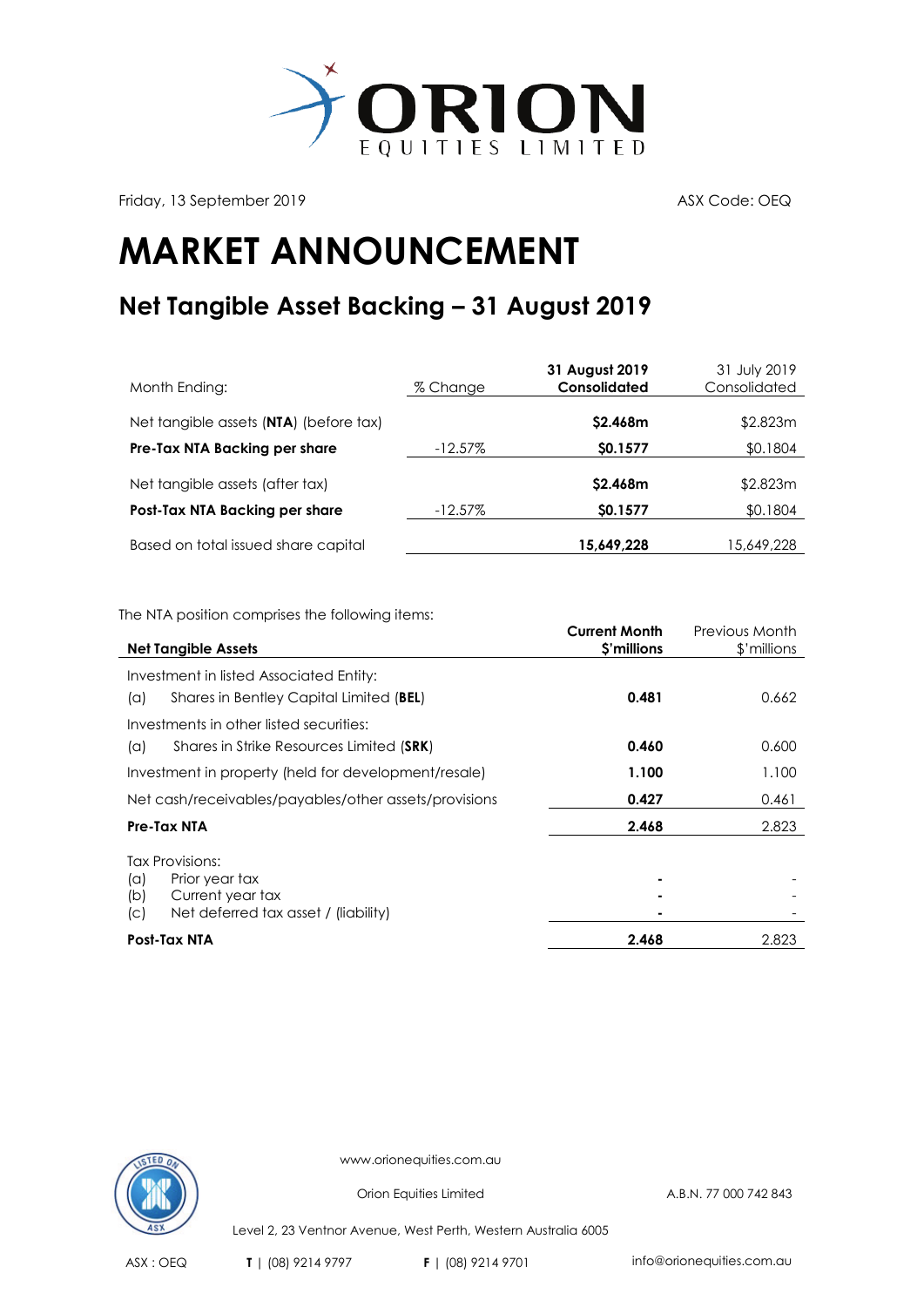ORION EQUITIES LIMITED

Friday, 13 September 2019

ASX Code: OEQ

# MARKET ANNOUNCEMENT

## Net Tangible Asset Backing – 31 August 2019

| Month Ending: | % Change | **31 August 2019 Consolidated** | 31 July 2019 Consolidated |
|---|---|---|---|
| Net tangible assets (**NTA**) (before tax) | | **$2.468m** | $2.823m |
| **Pre-Tax NTA Backing per share** | -12.57% | **$0.1577** | $0.1804 |
| Net tangible assets (after tax) | | **$2.468m** | $2.823m |
| **Post-Tax NTA Backing per share** | -12.57% | **$0.1577** | $0.1804 |
| Based on total issued share capital | | **15,649,228** | 15,649,228 |

The NTA position comprises the following items:

| **Net Tangible Assets** | **Current Month $'millions** | Previous Month $'millions |
|---|---|---|
| Investment in listed Associated Entity: | | |
| (a) Shares in Bentley Capital Limited (**BEL**) | **0.481** | 0.662 |
| Investments in other listed securities: | | |
| (a) Shares in Strike Resources Limited (**SRK**) | **0.460** | 0.600 |
| Investment in property (held for development/resale) | **1.100** | 1.100 |
| Net cash/receivables/payables/other assets/provisions | **0.427** | 0.461 |
| **Pre-Tax NTA** | **2.468** | 2.823 |
| Tax Provisions: | | |
| (a) Prior year tax | **-** | - |
| (b) Current year tax | **-** | - |
| (c) Net deferred tax asset / (liability) | **-** | - |
| **Post-Tax NTA** | **2.468** | 2.823 |

www.orionequities.com.au

Orion Equities Limited

A.B.N. 77 000 742 843

Level 2, 23 Ventnor Avenue, West Perth, Western Australia 6005

ASX : OEQ | **T** | (08) 9214 9797 | **F** | (08) 9214 9701 | info@orionequities.com.au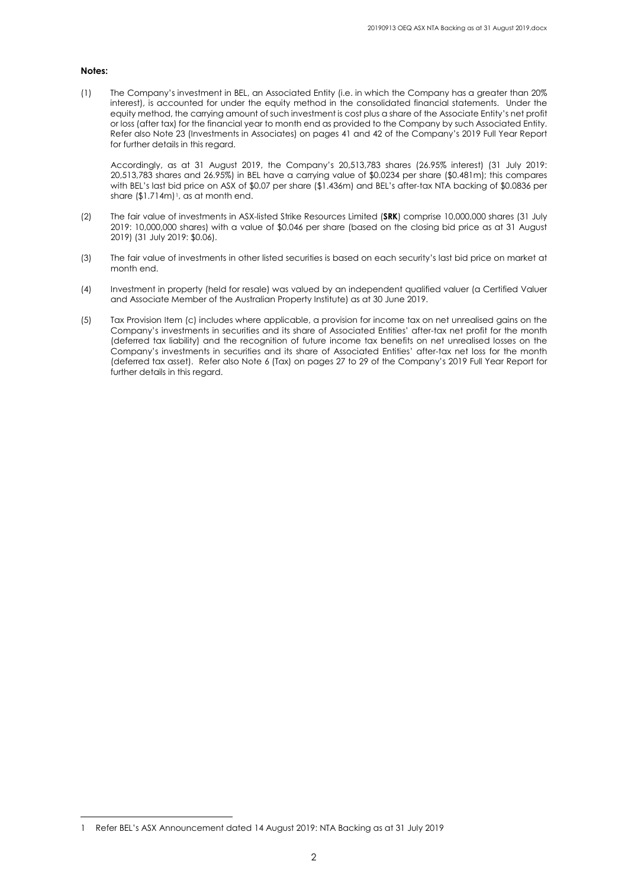**Notes:**

(1) The Company's investment in BEL, an Associated Entity (i.e. in which the Company has a greater than 20% interest), is accounted for under the equity method in the consolidated financial statements. Under the equity method, the carrying amount of such investment is cost plus a share of the Associate Entity's net profit or loss (after tax) for the financial year to month end as provided to the Company by such Associated Entity. Refer also Note 23 (Investments in Associates) on pages 41 and 42 of the Company's 2019 Full Year Report for further details in this regard.

Accordingly, as at 31 August 2019, the Company's 20,513,783 shares (26.95% interest) (31 July 2019: 20,513,783 shares and 26.95%) in BEL have a carrying value of $0.0234 per share ($0.481m); this compares with BEL's last bid price on ASX of $0.07 per share ($1.436m) and BEL's after-tax NTA backing of $0.0836 per share ($1.714m)[1], as at month end.

(2) The fair value of investments in ASX-listed Strike Resources Limited (**SRK**) comprise 10,000,000 shares (31 July 2019: 10,000,000 shares) with a value of $0.046 per share (based on the closing bid price as at 31 August 2019) (31 July 2019: $0.06).

(3) The fair value of investments in other listed securities is based on each security's last bid price on market at month end.

(4) Investment in property (held for resale) was valued by an independent qualified valuer (a Certified Valuer and Associate Member of the Australian Property Institute) as at 30 June 2019.

(5) Tax Provision Item (c) includes where applicable, a provision for income tax on net unrealised gains on the Company's investments in securities and its share of Associated Entities' after-tax net profit for the month (deferred tax liability) and the recognition of future income tax benefits on net unrealised losses on the Company's investments in securities and its share of Associated Entities' after-tax net loss for the month (deferred tax asset). Refer also Note 6 (Tax) on pages 27 to 29 of the Company's 2019 Full Year Report for further details in this regard.

---

[1] Refer BEL's ASX Announcement dated 14 August 2019: NTA Backing as at 31 July 2019